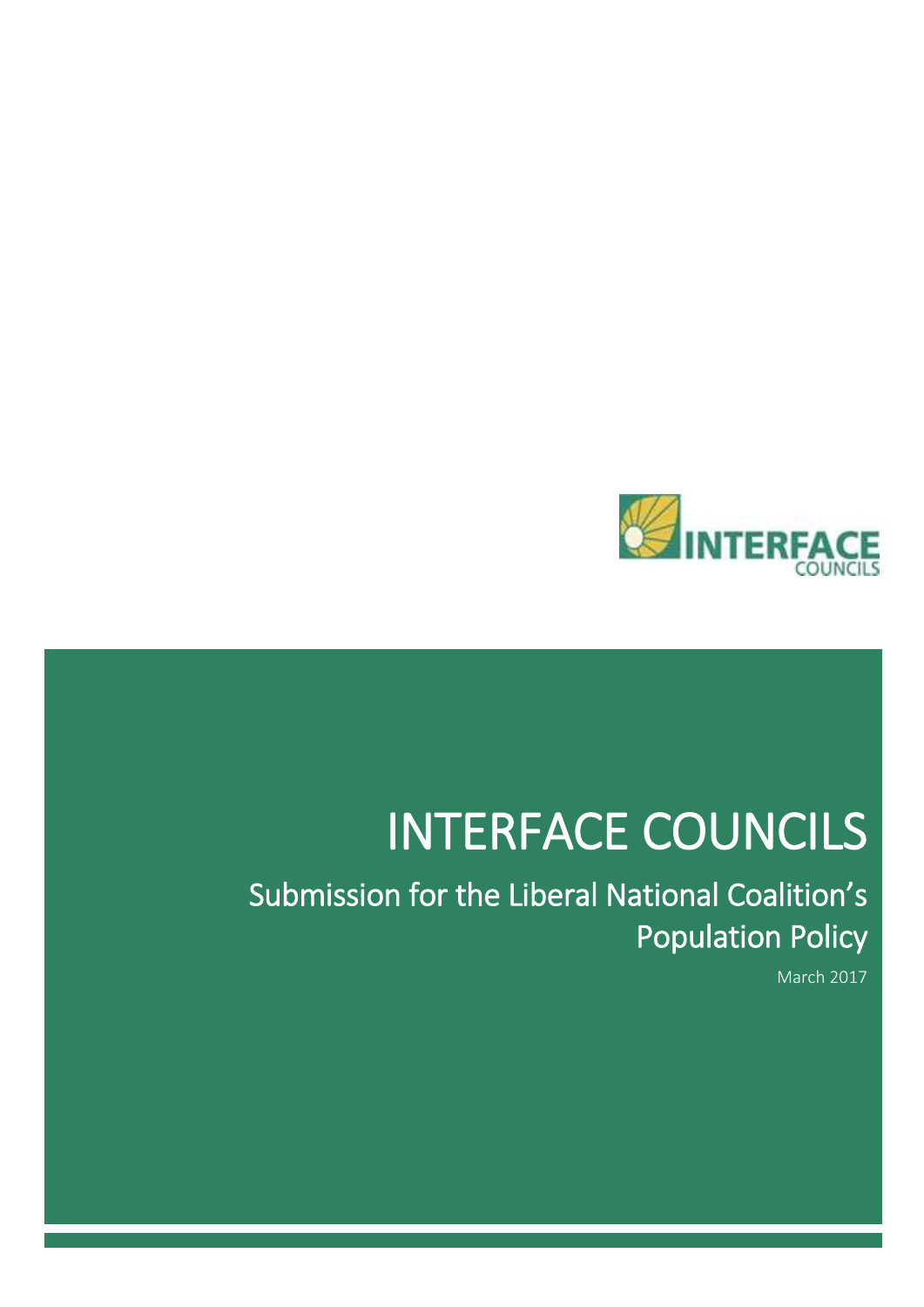# INTERFACE COUNCILS

## Submission for the Liberal National Coalition's Population Policy

March 2017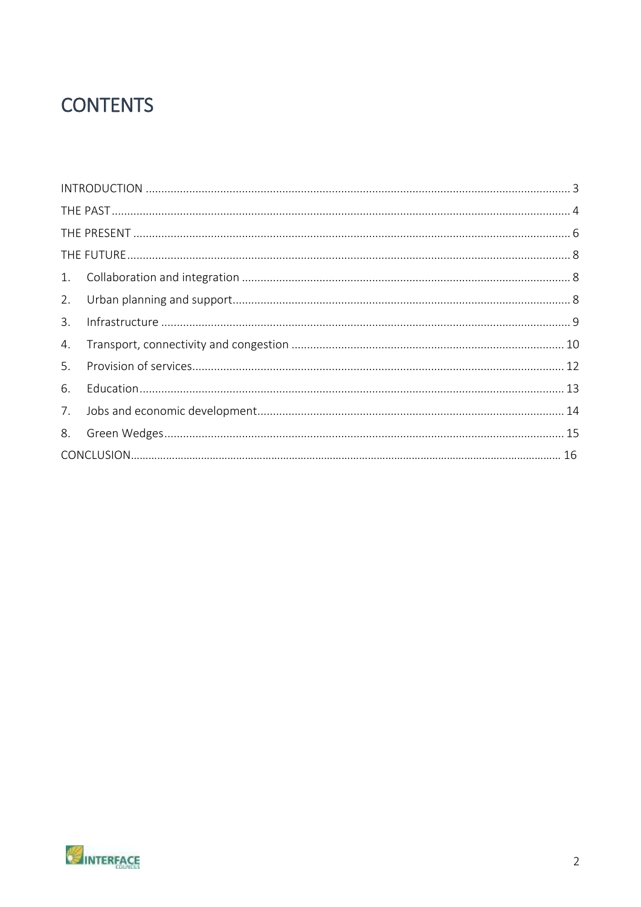# CONTENTS

| | |
|---|---|
| INTRODUCTION | 3 |
| THE PAST | 4 |
| THE PRESENT | 6 |
| THE FUTURE | 8 |
| 1. Collaboration and integration | 8 |
| 2. Urban planning and support | 8 |
| 3. Infrastructure | 9 |
| 4. Transport, connectivity and congestion | 10 |
| 5. Provision of services | 12 |
| 6. Education | 13 |
| 7. Jobs and economic development | 14 |
| 8. Green Wedges | 15 |
| CONCLUSION | 16 |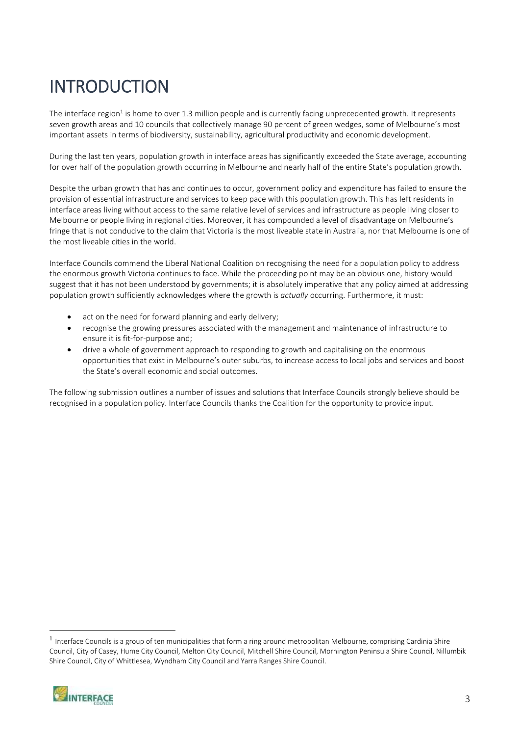# INTRODUCTION

The interface region[1] is home to over 1.3 million people and is currently facing unprecedented growth. It represents seven growth areas and 10 councils that collectively manage 90 percent of green wedges, some of Melbourne's most important assets in terms of biodiversity, sustainability, agricultural productivity and economic development.

During the last ten years, population growth in interface areas has significantly exceeded the State average, accounting for over half of the population growth occurring in Melbourne and nearly half of the entire State's population growth.

Despite the urban growth that has and continues to occur, government policy and expenditure has failed to ensure the provision of essential infrastructure and services to keep pace with this population growth. This has left residents in interface areas living without access to the same relative level of services and infrastructure as people living closer to Melbourne or people living in regional cities. Moreover, it has compounded a level of disadvantage on Melbourne's fringe that is not conducive to the claim that Victoria is the most liveable state in Australia, nor that Melbourne is one of the most liveable cities in the world.

Interface Councils commend the Liberal National Coalition on recognising the need for a population policy to address the enormous growth Victoria continues to face. While the proceeding point may be an obvious one, history would suggest that it has not been understood by governments; it is absolutely imperative that any policy aimed at addressing population growth sufficiently acknowledges where the growth is *actually* occurring. Furthermore, it must:

- act on the need for forward planning and early delivery;
- recognise the growing pressures associated with the management and maintenance of infrastructure to ensure it is fit-for-purpose and;
- drive a whole of government approach to responding to growth and capitalising on the enormous opportunities that exist in Melbourne's outer suburbs, to increase access to local jobs and services and boost the State's overall economic and social outcomes.

The following submission outlines a number of issues and solutions that Interface Councils strongly believe should be recognised in a population policy. Interface Councils thanks the Coalition for the opportunity to provide input.

[1] Interface Councils is a group of ten municipalities that form a ring around metropolitan Melbourne, comprising Cardinia Shire Council, City of Casey, Hume City Council, Melton City Council, Mitchell Shire Council, Mornington Peninsula Shire Council, Nillumbik Shire Council, City of Whittlesea, Wyndham City Council and Yarra Ranges Shire Council.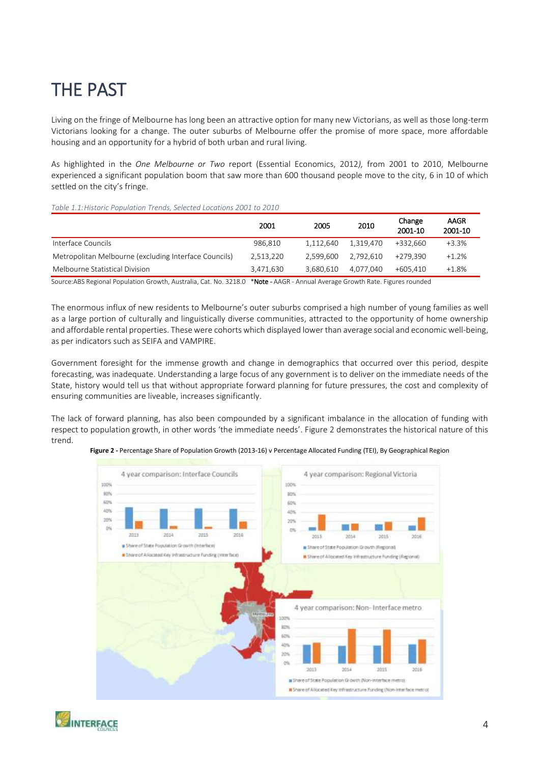# THE PAST

Living on the fringe of Melbourne has long been an attractive option for many new Victorians, as well as those long-term Victorians looking for a change. The outer suburbs of Melbourne offer the promise of more space, more affordable housing and an opportunity for a hybrid of both urban and rural living.

As highlighted in the *One Melbourne or Two* report (Essential Economics, 2012*),* from 2001 to 2010, Melbourne experienced a significant population boom that saw more than 600 thousand people move to the city, 6 in 10 of which settled on the city's fringe.

*Table 1.1: Historic Population Trends, Selected Locations 2001 to 2010*

| | 2001 | 2005 | 2010 | Change 2001-10 | AAGR 2001-10 |
|---|---|---|---|---|---|
| Interface Councils | 986,810 | 1,112,640 | 1,319,470 | +332,660 | +3.3% |
| Metropolitan Melbourne (excluding Interface Councils) | 2,513,220 | 2,599,600 | 2,792,610 | +279,390 | +1.2% |
| Melbourne Statistical Division | 3,471,630 | 3,680,610 | 4,077,040 | +605,410 | +1.8% |

Source: ABS Regional Population Growth, Australia, Cat. No. 3218.0 ***Note -** AAGR - Annual Average Growth Rate. Figures rounded

The enormous influx of new residents to Melbourne's outer suburbs comprised a high number of young families as well as a large portion of culturally and linguistically diverse communities, attracted to the opportunity of home ownership and affordable rental properties. These were cohorts which displayed lower than average social and economic well-being, as per indicators such as SEIFA and VAMPIRE.

Government foresight for the immense growth and change in demographics that occurred over this period, despite forecasting, was inadequate. Understanding a large focus of any government is to deliver on the immediate needs of the State, history would tell us that without appropriate forward planning for future pressures, the cost and complexity of ensuring communities are liveable, increases significantly.

The lack of forward planning, has also been compounded by a significant imbalance in the allocation of funding with respect to population growth, in other words 'the immediate needs'. Figure 2 demonstrates the historical nature of this trend.

**Figure 2 -** Percentage Share of Population Growth (2013-16) v Percentage Allocated Funding (TEI), By Geographical Region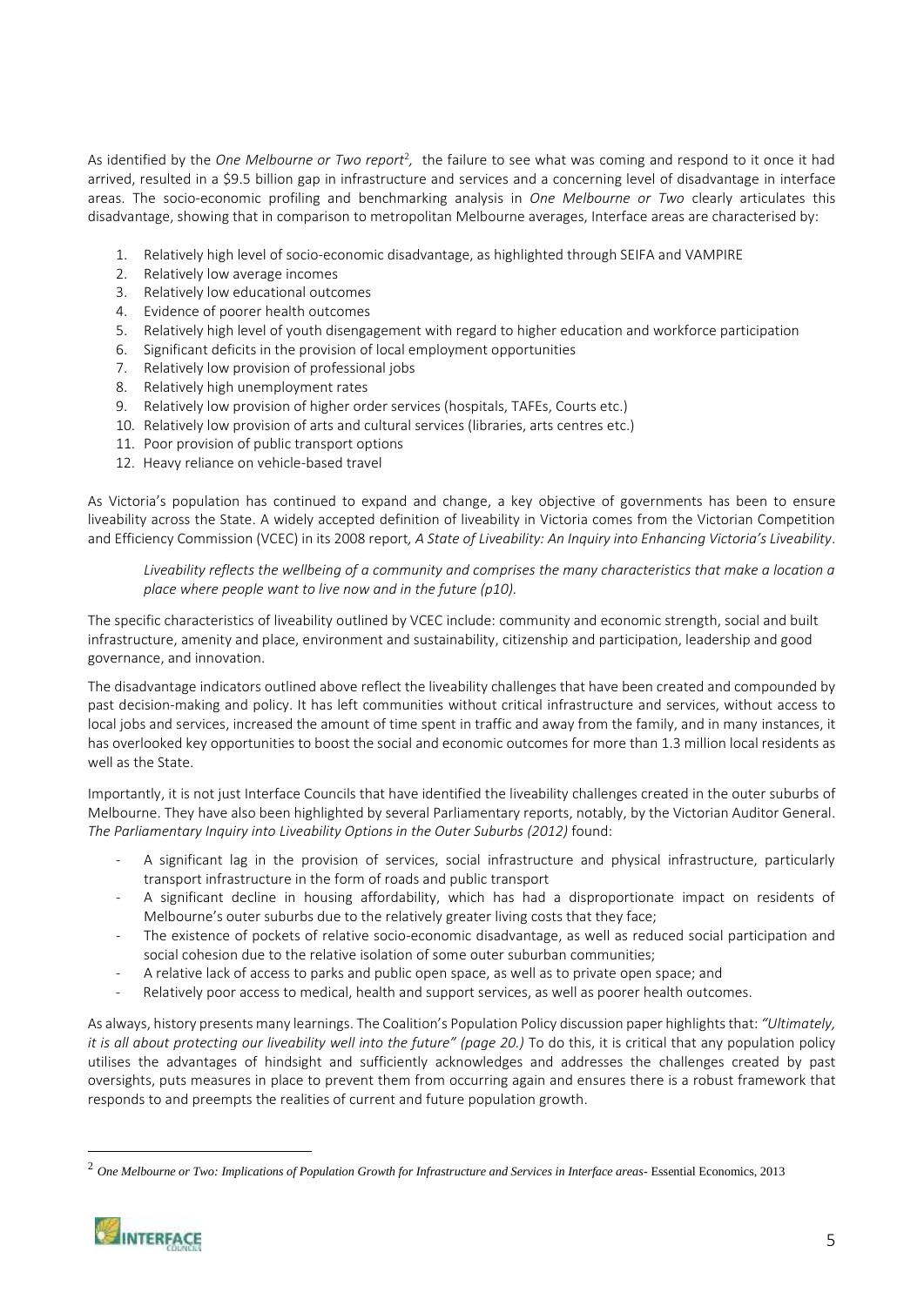As identified by the *One Melbourne or Two report*[2], the failure to see what was coming and respond to it once it had arrived, resulted in a $9.5 billion gap in infrastructure and services and a concerning level of disadvantage in interface areas. The socio-economic profiling and benchmarking analysis in *One Melbourne or Two* clearly articulates this disadvantage, showing that in comparison to metropolitan Melbourne averages, Interface areas are characterised by:

1. Relatively high level of socio-economic disadvantage, as highlighted through SEIFA and VAMPIRE
2. Relatively low average incomes
3. Relatively low educational outcomes
4. Evidence of poorer health outcomes
5. Relatively high level of youth disengagement with regard to higher education and workforce participation
6. Significant deficits in the provision of local employment opportunities
7. Relatively low provision of professional jobs
8. Relatively high unemployment rates
9. Relatively low provision of higher order services (hospitals, TAFEs, Courts etc.)
10. Relatively low provision of arts and cultural services (libraries, arts centres etc.)
11. Poor provision of public transport options
12. Heavy reliance on vehicle-based travel

As Victoria's population has continued to expand and change, a key objective of governments has been to ensure liveability across the State. A widely accepted definition of liveability in Victoria comes from the Victorian Competition and Efficiency Commission (VCEC) in its 2008 report*, A State of Liveability: An Inquiry into Enhancing Victoria's Liveability*.

> *Liveability reflects the wellbeing of a community and comprises the many characteristics that make a location a place where people want to live now and in the future (p10).*

The specific characteristics of liveability outlined by VCEC include: community and economic strength, social and built infrastructure, amenity and place, environment and sustainability, citizenship and participation, leadership and good governance, and innovation.

The disadvantage indicators outlined above reflect the liveability challenges that have been created and compounded by past decision-making and policy. It has left communities without critical infrastructure and services, without access to local jobs and services, increased the amount of time spent in traffic and away from the family, and in many instances, it has overlooked key opportunities to boost the social and economic outcomes for more than 1.3 million local residents as well as the State.

Importantly, it is not just Interface Councils that have identified the liveability challenges created in the outer suburbs of Melbourne. They have also been highlighted by several Parliamentary reports, notably, by the Victorian Auditor General. *The Parliamentary Inquiry into Liveability Options in the Outer Suburbs (2012)* found:

- A significant lag in the provision of services, social infrastructure and physical infrastructure, particularly transport infrastructure in the form of roads and public transport
- A significant decline in housing affordability, which has had a disproportionate impact on residents of Melbourne's outer suburbs due to the relatively greater living costs that they face;
- The existence of pockets of relative socio-economic disadvantage, as well as reduced social participation and social cohesion due to the relative isolation of some outer suburban communities;
- A relative lack of access to parks and public open space, as well as to private open space; and
- Relatively poor access to medical, health and support services, as well as poorer health outcomes.

As always, history presents many learnings. The Coalition's Population Policy discussion paper highlights that: *"Ultimately, it is all about protecting our liveability well into the future" (page 20.)* To do this, it is critical that any population policy utilises the advantages of hindsight and sufficiently acknowledges and addresses the challenges created by past oversights, puts measures in place to prevent them from occurring again and ensures there is a robust framework that responds to and preempts the realities of current and future population growth.

---

[2] *One Melbourne or Two: Implications of Population Growth for Infrastructure and Services in Interface areas*- Essential Economics, 2013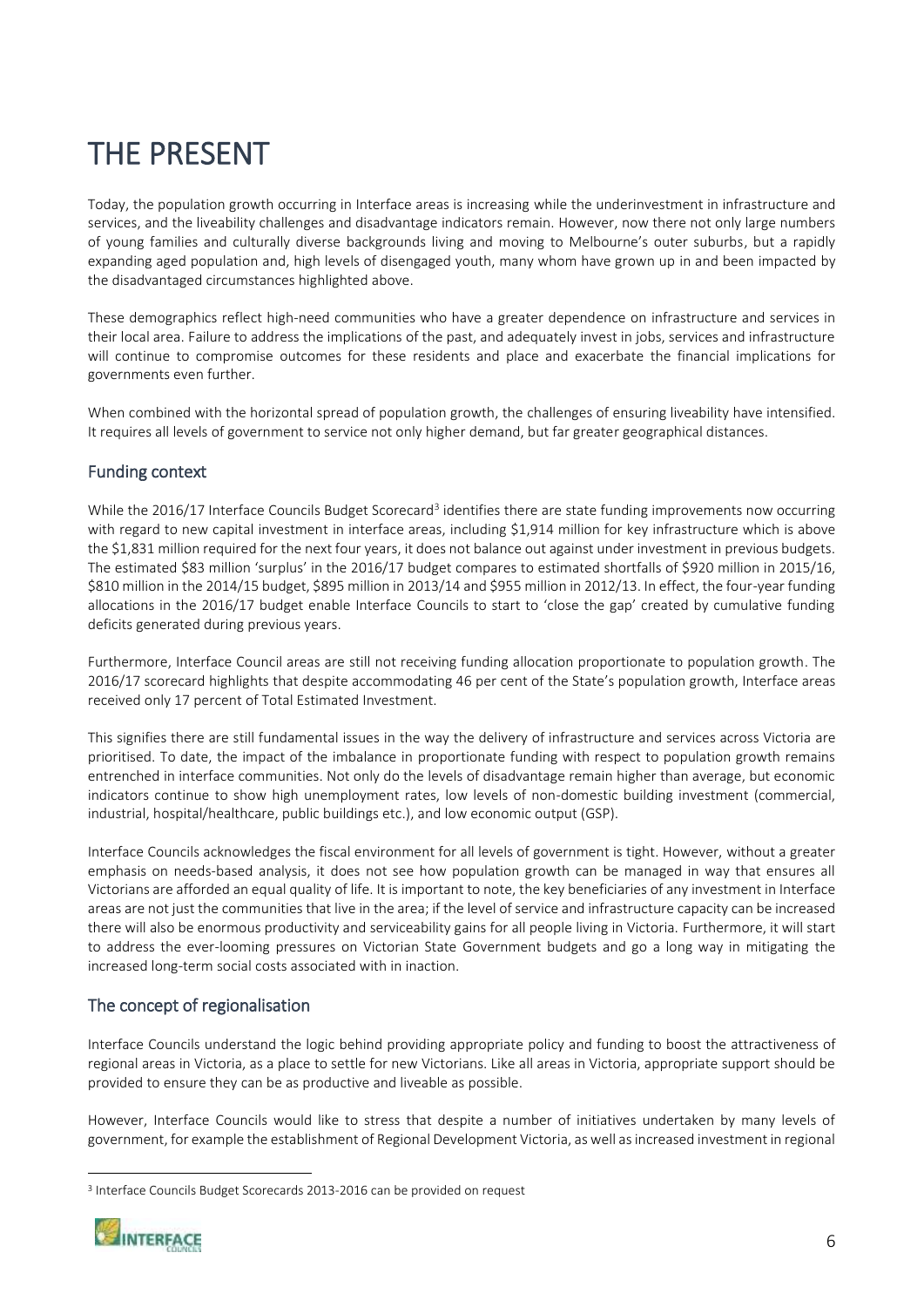# THE PRESENT

Today, the population growth occurring in Interface areas is increasing while the underinvestment in infrastructure and services, and the liveability challenges and disadvantage indicators remain. However, now there not only large numbers of young families and culturally diverse backgrounds living and moving to Melbourne's outer suburbs, but a rapidly expanding aged population and, high levels of disengaged youth, many whom have grown up in and been impacted by the disadvantaged circumstances highlighted above.

These demographics reflect high-need communities who have a greater dependence on infrastructure and services in their local area. Failure to address the implications of the past, and adequately invest in jobs, services and infrastructure will continue to compromise outcomes for these residents and place and exacerbate the financial implications for governments even further.

When combined with the horizontal spread of population growth, the challenges of ensuring liveability have intensified. It requires all levels of government to service not only higher demand, but far greater geographical distances.

## Funding context

While the 2016/17 Interface Councils Budget Scorecard[3] identifies there are state funding improvements now occurring with regard to new capital investment in interface areas, including $1,914 million for key infrastructure which is above the $1,831 million required for the next four years, it does not balance out against under investment in previous budgets. The estimated $83 million 'surplus' in the 2016/17 budget compares to estimated shortfalls of $920 million in 2015/16, $810 million in the 2014/15 budget, $895 million in 2013/14 and $955 million in 2012/13. In effect, the four-year funding allocations in the 2016/17 budget enable Interface Councils to start to 'close the gap' created by cumulative funding deficits generated during previous years.

Furthermore, Interface Council areas are still not receiving funding allocation proportionate to population growth. The 2016/17 scorecard highlights that despite accommodating 46 per cent of the State's population growth, Interface areas received only 17 percent of Total Estimated Investment.

This signifies there are still fundamental issues in the way the delivery of infrastructure and services across Victoria are prioritised. To date, the impact of the imbalance in proportionate funding with respect to population growth remains entrenched in interface communities. Not only do the levels of disadvantage remain higher than average, but economic indicators continue to show high unemployment rates, low levels of non-domestic building investment (commercial, industrial, hospital/healthcare, public buildings etc.), and low economic output (GSP).

Interface Councils acknowledges the fiscal environment for all levels of government is tight. However, without a greater emphasis on needs-based analysis, it does not see how population growth can be managed in way that ensures all Victorians are afforded an equal quality of life. It is important to note, the key beneficiaries of any investment in Interface areas are not just the communities that live in the area; if the level of service and infrastructure capacity can be increased there will also be enormous productivity and serviceability gains for all people living in Victoria. Furthermore, it will start to address the ever-looming pressures on Victorian State Government budgets and go a long way in mitigating the increased long-term social costs associated with in inaction.

## The concept of regionalisation

Interface Councils understand the logic behind providing appropriate policy and funding to boost the attractiveness of regional areas in Victoria, as a place to settle for new Victorians. Like all areas in Victoria, appropriate support should be provided to ensure they can be as productive and liveable as possible.

However, Interface Councils would like to stress that despite a number of initiatives undertaken by many levels of government, for example the establishment of Regional Development Victoria, as well as increased investment in regional

[3] Interface Councils Budget Scorecards 2013-2016 can be provided on request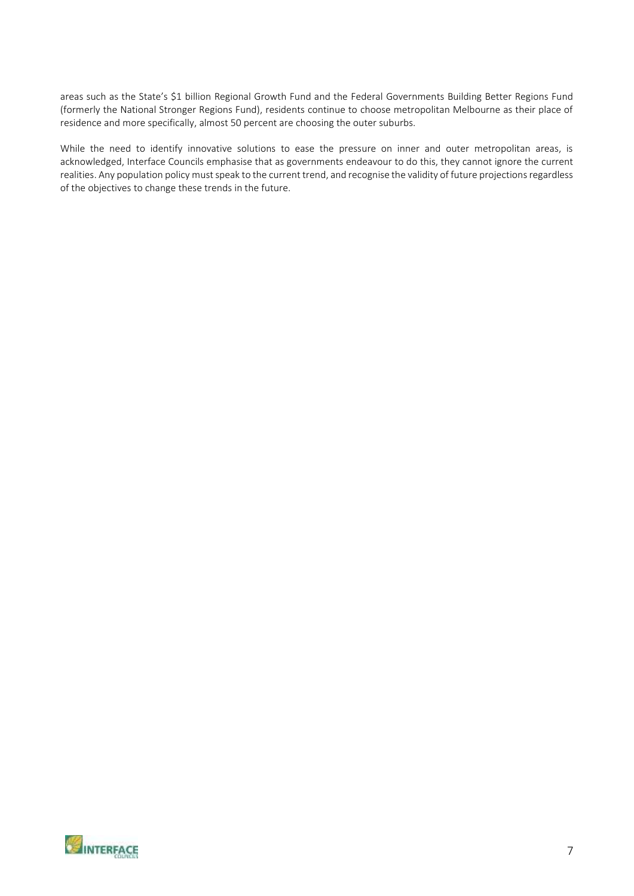areas such as the State's $1 billion Regional Growth Fund and the Federal Governments Building Better Regions Fund (formerly the National Stronger Regions Fund), residents continue to choose metropolitan Melbourne as their place of residence and more specifically, almost 50 percent are choosing the outer suburbs.

While the need to identify innovative solutions to ease the pressure on inner and outer metropolitan areas, is acknowledged, Interface Councils emphasise that as governments endeavour to do this, they cannot ignore the current realities. Any population policy must speak to the current trend, and recognise the validity of future projections regardless of the objectives to change these trends in the future.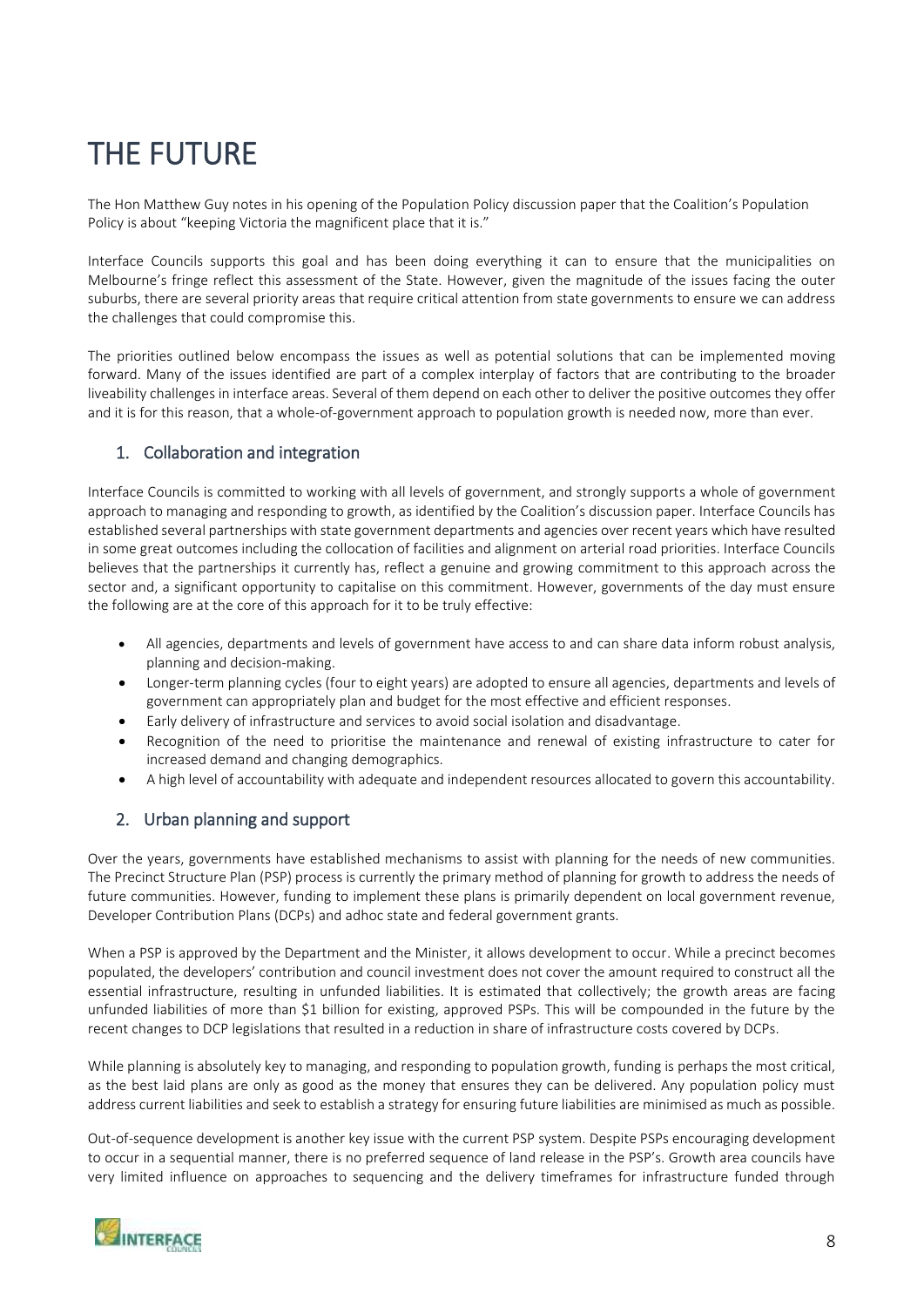# THE FUTURE

The Hon Matthew Guy notes in his opening of the Population Policy discussion paper that the Coalition's Population Policy is about "keeping Victoria the magnificent place that it is."

Interface Councils supports this goal and has been doing everything it can to ensure that the municipalities on Melbourne's fringe reflect this assessment of the State. However, given the magnitude of the issues facing the outer suburbs, there are several priority areas that require critical attention from state governments to ensure we can address the challenges that could compromise this.

The priorities outlined below encompass the issues as well as potential solutions that can be implemented moving forward. Many of the issues identified are part of a complex interplay of factors that are contributing to the broader liveability challenges in interface areas. Several of them depend on each other to deliver the positive outcomes they offer and it is for this reason, that a whole-of-government approach to population growth is needed now, more than ever.

## 1. Collaboration and integration

Interface Councils is committed to working with all levels of government, and strongly supports a whole of government approach to managing and responding to growth, as identified by the Coalition's discussion paper. Interface Councils has established several partnerships with state government departments and agencies over recent years which have resulted in some great outcomes including the collocation of facilities and alignment on arterial road priorities. Interface Councils believes that the partnerships it currently has, reflect a genuine and growing commitment to this approach across the sector and, a significant opportunity to capitalise on this commitment. However, governments of the day must ensure the following are at the core of this approach for it to be truly effective:

- All agencies, departments and levels of government have access to and can share data inform robust analysis, planning and decision-making.
- Longer-term planning cycles (four to eight years) are adopted to ensure all agencies, departments and levels of government can appropriately plan and budget for the most effective and efficient responses.
- Early delivery of infrastructure and services to avoid social isolation and disadvantage.
- Recognition of the need to prioritise the maintenance and renewal of existing infrastructure to cater for increased demand and changing demographics.
- A high level of accountability with adequate and independent resources allocated to govern this accountability.

## 2. Urban planning and support

Over the years, governments have established mechanisms to assist with planning for the needs of new communities. The Precinct Structure Plan (PSP) process is currently the primary method of planning for growth to address the needs of future communities. However, funding to implement these plans is primarily dependent on local government revenue, Developer Contribution Plans (DCPs) and adhoc state and federal government grants.

When a PSP is approved by the Department and the Minister, it allows development to occur. While a precinct becomes populated, the developers' contribution and council investment does not cover the amount required to construct all the essential infrastructure, resulting in unfunded liabilities. It is estimated that collectively; the growth areas are facing unfunded liabilities of more than $1 billion for existing, approved PSPs. This will be compounded in the future by the recent changes to DCP legislations that resulted in a reduction in share of infrastructure costs covered by DCPs.

While planning is absolutely key to managing, and responding to population growth, funding is perhaps the most critical, as the best laid plans are only as good as the money that ensures they can be delivered. Any population policy must address current liabilities and seek to establish a strategy for ensuring future liabilities are minimised as much as possible.

Out-of-sequence development is another key issue with the current PSP system. Despite PSPs encouraging development to occur in a sequential manner, there is no preferred sequence of land release in the PSP's. Growth area councils have very limited influence on approaches to sequencing and the delivery timeframes for infrastructure funded through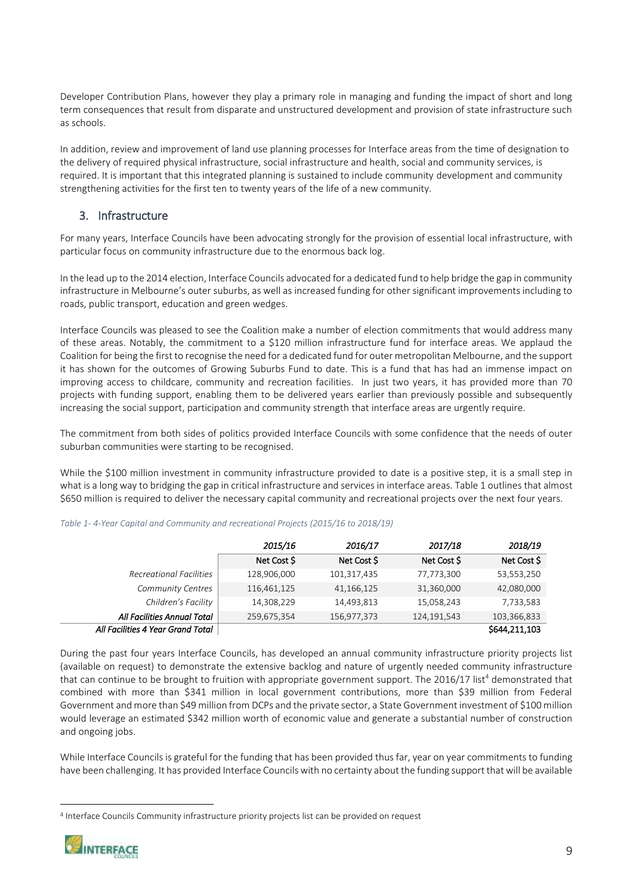Developer Contribution Plans, however they play a primary role in managing and funding the impact of short and long term consequences that result from disparate and unstructured development and provision of state infrastructure such as schools.

In addition, review and improvement of land use planning processes for Interface areas from the time of designation to the delivery of required physical infrastructure, social infrastructure and health, social and community services, is required. It is important that this integrated planning is sustained to include community development and community strengthening activities for the first ten to twenty years of the life of a new community.

## 3. Infrastructure

For many years, Interface Councils have been advocating strongly for the provision of essential local infrastructure, with particular focus on community infrastructure due to the enormous back log.

In the lead up to the 2014 election, Interface Councils advocated for a dedicated fund to help bridge the gap in community infrastructure in Melbourne's outer suburbs, as well as increased funding for other significant improvements including to roads, public transport, education and green wedges.

Interface Councils was pleased to see the Coalition make a number of election commitments that would address many of these areas. Notably, the commitment to a $120 million infrastructure fund for interface areas. We applaud the Coalition for being the first to recognise the need for a dedicated fund for outer metropolitan Melbourne, and the support it has shown for the outcomes of Growing Suburbs Fund to date. This is a fund that has had an immense impact on improving access to childcare, community and recreation facilities. In just two years, it has provided more than 70 projects with funding support, enabling them to be delivered years earlier than previously possible and subsequently increasing the social support, participation and community strength that interface areas are urgently require.

The commitment from both sides of politics provided Interface Councils with some confidence that the needs of outer suburban communities were starting to be recognised.

While the $100 million investment in community infrastructure provided to date is a positive step, it is a small step in what is a long way to bridging the gap in critical infrastructure and services in interface areas. Table 1 outlines that almost $650 million is required to deliver the necessary capital community and recreational projects over the next four years.

*Table 1- 4-Year Capital and Community and recreational Projects (2015/16 to 2018/19)*

| | *2015/16* | *2016/17* | *2017/18* | *2018/19* |
|---|---|---|---|---|
| | Net Cost $ | Net Cost $ | Net Cost $ | Net Cost $ |
| *Recreational Facilities* | 128,906,000 | 101,317,435 | 77,773,300 | 53,553,250 |
| *Community Centres* | 116,461,125 | 41,166,125 | 31,360,000 | 42,080,000 |
| *Children's Facility* | 14,308,229 | 14,493,813 | 15,058,243 | 7,733,583 |
| ***All Facilities Annual Total*** | 259,675,354 | 156,977,373 | 124,191,543 | 103,366,833 |
| ***All Facilities 4 Year Grand Total*** | | | | **$644,211,103** |

During the past four years Interface Councils, has developed an annual community infrastructure priority projects list (available on request) to demonstrate the extensive backlog and nature of urgently needed community infrastructure that can continue to be brought to fruition with appropriate government support. The 2016/17 list[4] demonstrated that combined with more than $341 million in local government contributions, more than $39 million from Federal Government and more than $49 million from DCPs and the private sector, a State Government investment of $100 million would leverage an estimated $342 million worth of economic value and generate a substantial number of construction and ongoing jobs.

While Interface Councils is grateful for the funding that has been provided thus far, year on year commitments to funding have been challenging. It has provided Interface Councils with no certainty about the funding support that will be available

---

[4] Interface Councils Community infrastructure priority projects list can be provided on request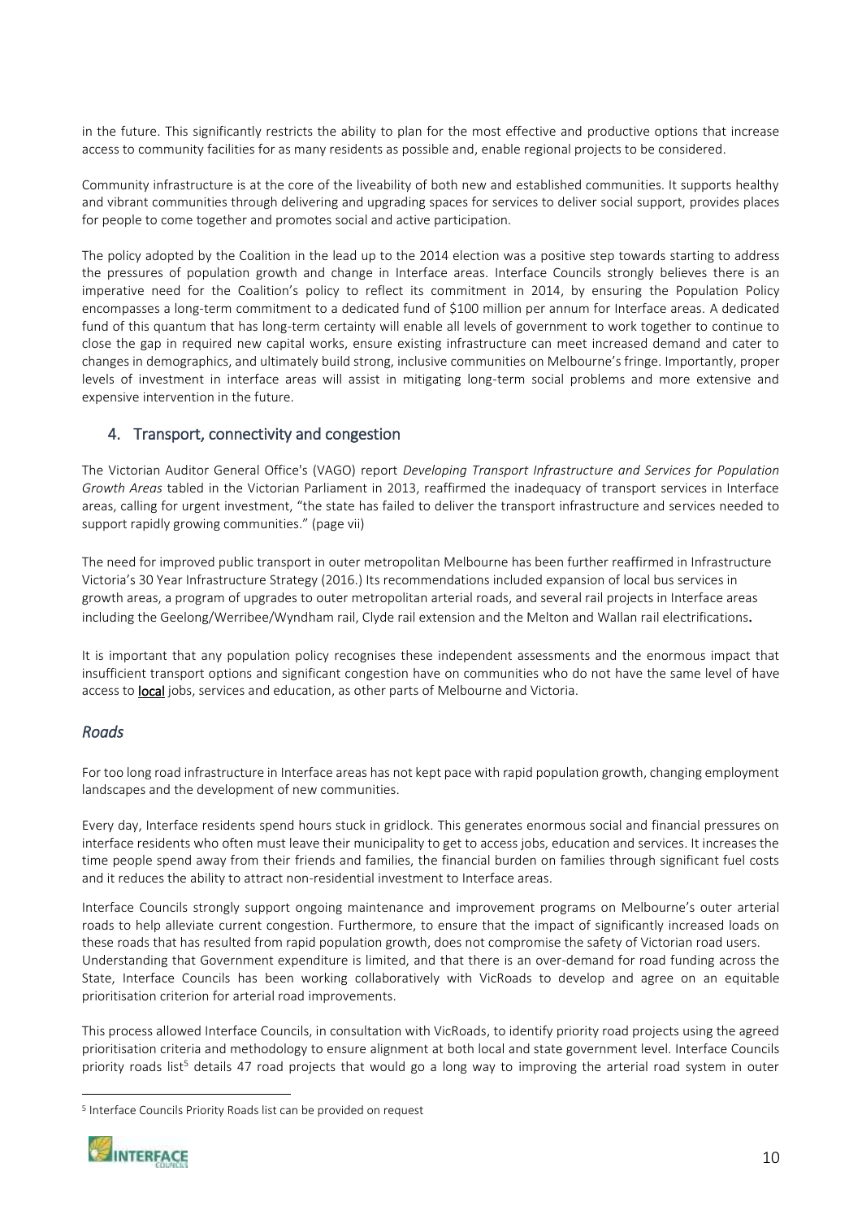in the future. This significantly restricts the ability to plan for the most effective and productive options that increase access to community facilities for as many residents as possible and, enable regional projects to be considered.

Community infrastructure is at the core of the liveability of both new and established communities. It supports healthy and vibrant communities through delivering and upgrading spaces for services to deliver social support, provides places for people to come together and promotes social and active participation.

The policy adopted by the Coalition in the lead up to the 2014 election was a positive step towards starting to address the pressures of population growth and change in Interface areas. Interface Councils strongly believes there is an imperative need for the Coalition's policy to reflect its commitment in 2014, by ensuring the Population Policy encompasses a long-term commitment to a dedicated fund of $100 million per annum for Interface areas. A dedicated fund of this quantum that has long-term certainty will enable all levels of government to work together to continue to close the gap in required new capital works, ensure existing infrastructure can meet increased demand and cater to changes in demographics, and ultimately build strong, inclusive communities on Melbourne's fringe. Importantly, proper levels of investment in interface areas will assist in mitigating long-term social problems and more extensive and expensive intervention in the future.

## 4. Transport, connectivity and congestion

The Victorian Auditor General Office's (VAGO) report *Developing Transport Infrastructure and Services for Population Growth Areas* tabled in the Victorian Parliament in 2013, reaffirmed the inadequacy of transport services in Interface areas, calling for urgent investment, "the state has failed to deliver the transport infrastructure and services needed to support rapidly growing communities." (page vii)

The need for improved public transport in outer metropolitan Melbourne has been further reaffirmed in Infrastructure Victoria's 30 Year Infrastructure Strategy (2016.) Its recommendations included expansion of local bus services in growth areas, a program of upgrades to outer metropolitan arterial roads, and several rail projects in Interface areas including the Geelong/Werribee/Wyndham rail, Clyde rail extension and the Melton and Wallan rail electrifications**.**

It is important that any population policy recognises these independent assessments and the enormous impact that insufficient transport options and significant congestion have on communities who do not have the same level of have access to **local** jobs, services and education, as other parts of Melbourne and Victoria.

### *Roads*

For too long road infrastructure in Interface areas has not kept pace with rapid population growth, changing employment landscapes and the development of new communities.

Every day, Interface residents spend hours stuck in gridlock. This generates enormous social and financial pressures on interface residents who often must leave their municipality to get to access jobs, education and services. It increases the time people spend away from their friends and families, the financial burden on families through significant fuel costs and it reduces the ability to attract non-residential investment to Interface areas.

Interface Councils strongly support ongoing maintenance and improvement programs on Melbourne's outer arterial roads to help alleviate current congestion. Furthermore, to ensure that the impact of significantly increased loads on these roads that has resulted from rapid population growth, does not compromise the safety of Victorian road users. Understanding that Government expenditure is limited, and that there is an over-demand for road funding across the State, Interface Councils has been working collaboratively with VicRoads to develop and agree on an equitable prioritisation criterion for arterial road improvements.

This process allowed Interface Councils, in consultation with VicRoads, to identify priority road projects using the agreed prioritisation criteria and methodology to ensure alignment at both local and state government level. Interface Councils priority roads list[5] details 47 road projects that would go a long way to improving the arterial road system in outer

[5] Interface Councils Priority Roads list can be provided on request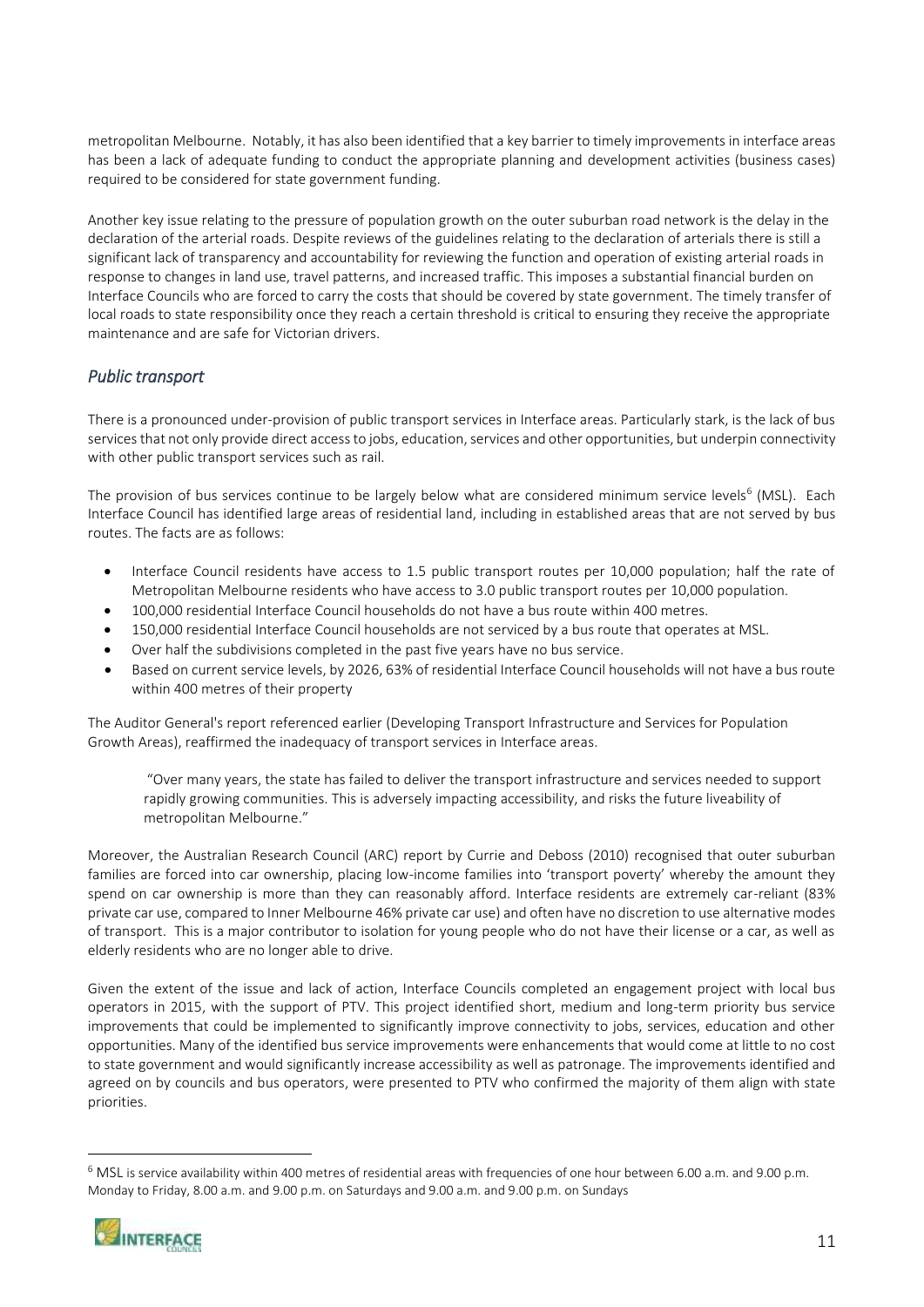metropolitan Melbourne. Notably, it has also been identified that a key barrier to timely improvements in interface areas has been a lack of adequate funding to conduct the appropriate planning and development activities (business cases) required to be considered for state government funding.

Another key issue relating to the pressure of population growth on the outer suburban road network is the delay in the declaration of the arterial roads. Despite reviews of the guidelines relating to the declaration of arterials there is still a significant lack of transparency and accountability for reviewing the function and operation of existing arterial roads in response to changes in land use, travel patterns, and increased traffic. This imposes a substantial financial burden on Interface Councils who are forced to carry the costs that should be covered by state government. The timely transfer of local roads to state responsibility once they reach a certain threshold is critical to ensuring they receive the appropriate maintenance and are safe for Victorian drivers.

## *Public transport*

There is a pronounced under-provision of public transport services in Interface areas. Particularly stark, is the lack of bus services that not only provide direct access to jobs, education, services and other opportunities, but underpin connectivity with other public transport services such as rail.

The provision of bus services continue to be largely below what are considered minimum service levels[6] (MSL). Each Interface Council has identified large areas of residential land, including in established areas that are not served by bus routes. The facts are as follows:

- Interface Council residents have access to 1.5 public transport routes per 10,000 population; half the rate of Metropolitan Melbourne residents who have access to 3.0 public transport routes per 10,000 population.
- 100,000 residential Interface Council households do not have a bus route within 400 metres.
- 150,000 residential Interface Council households are not serviced by a bus route that operates at MSL.
- Over half the subdivisions completed in the past five years have no bus service.
- Based on current service levels, by 2026, 63% of residential Interface Council households will not have a bus route within 400 metres of their property

The Auditor General's report referenced earlier (Developing Transport Infrastructure and Services for Population Growth Areas), reaffirmed the inadequacy of transport services in Interface areas.

> "Over many years, the state has failed to deliver the transport infrastructure and services needed to support rapidly growing communities. This is adversely impacting accessibility, and risks the future liveability of metropolitan Melbourne."

Moreover, the Australian Research Council (ARC) report by Currie and Deboss (2010) recognised that outer suburban families are forced into car ownership, placing low-income families into 'transport poverty' whereby the amount they spend on car ownership is more than they can reasonably afford. Interface residents are extremely car-reliant (83% private car use, compared to Inner Melbourne 46% private car use) and often have no discretion to use alternative modes of transport. This is a major contributor to isolation for young people who do not have their license or a car, as well as elderly residents who are no longer able to drive.

Given the extent of the issue and lack of action, Interface Councils completed an engagement project with local bus operators in 2015, with the support of PTV. This project identified short, medium and long-term priority bus service improvements that could be implemented to significantly improve connectivity to jobs, services, education and other opportunities. Many of the identified bus service improvements were enhancements that would come at little to no cost to state government and would significantly increase accessibility as well as patronage. The improvements identified and agreed on by councils and bus operators, were presented to PTV who confirmed the majority of them align with state priorities.

---

[6] MSL is service availability within 400 metres of residential areas with frequencies of one hour between 6.00 a.m. and 9.00 p.m. Monday to Friday, 8.00 a.m. and 9.00 p.m. on Saturdays and 9.00 a.m. and 9.00 p.m. on Sundays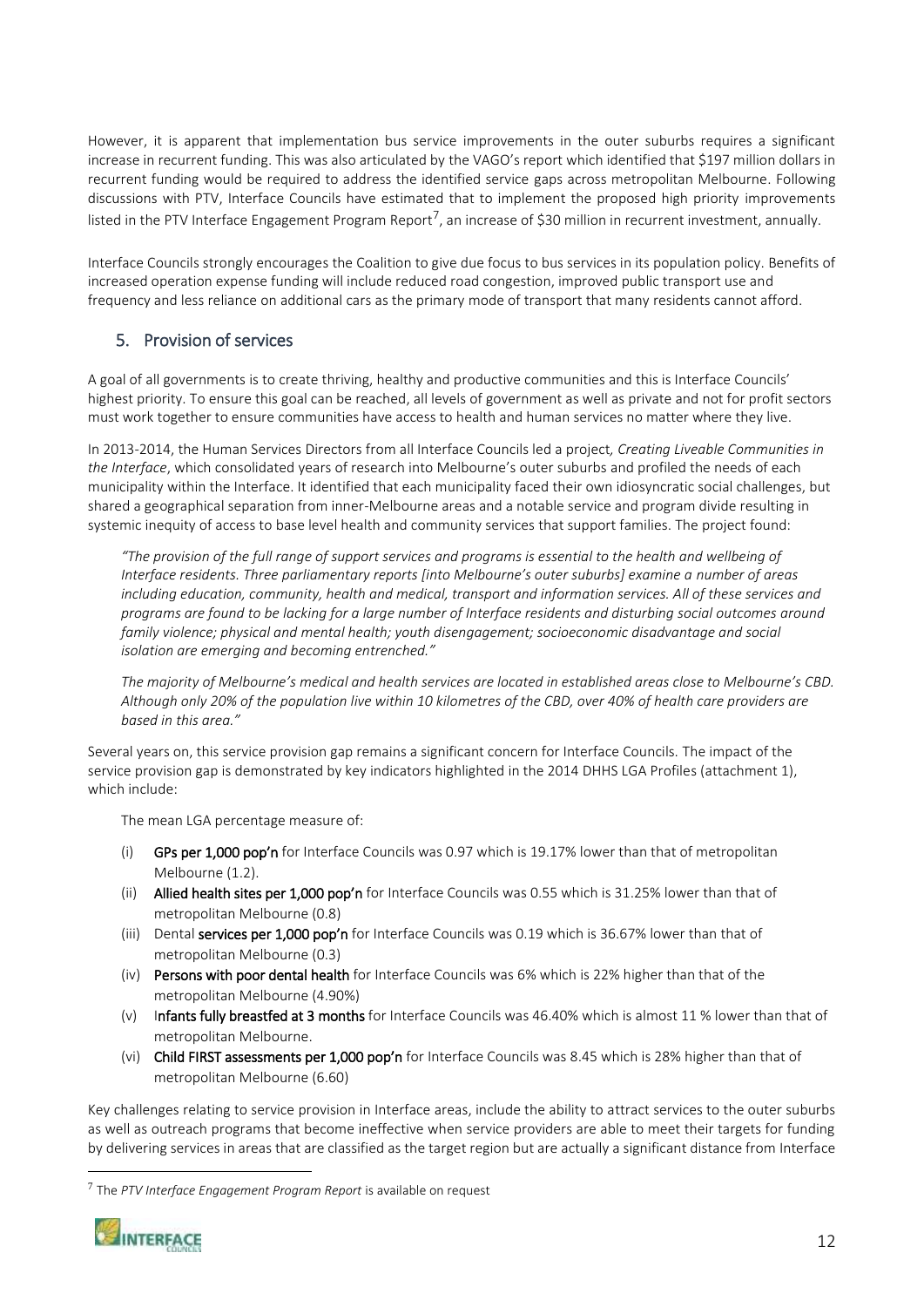However, it is apparent that implementation bus service improvements in the outer suburbs requires a significant increase in recurrent funding. This was also articulated by the VAGO's report which identified that $197 million dollars in recurrent funding would be required to address the identified service gaps across metropolitan Melbourne. Following discussions with PTV, Interface Councils have estimated that to implement the proposed high priority improvements listed in the PTV Interface Engagement Program Report[7], an increase of $30 million in recurrent investment, annually.

Interface Councils strongly encourages the Coalition to give due focus to bus services in its population policy. Benefits of increased operation expense funding will include reduced road congestion, improved public transport use and frequency and less reliance on additional cars as the primary mode of transport that many residents cannot afford.

## 5. Provision of services

A goal of all governments is to create thriving, healthy and productive communities and this is Interface Councils' highest priority. To ensure this goal can be reached, all levels of government as well as private and not for profit sectors must work together to ensure communities have access to health and human services no matter where they live.

In 2013-2014, the Human Services Directors from all Interface Councils led a project, *Creating Liveable Communities in the Interface*, which consolidated years of research into Melbourne's outer suburbs and profiled the needs of each municipality within the Interface. It identified that each municipality faced their own idiosyncratic social challenges, but shared a geographical separation from inner-Melbourne areas and a notable service and program divide resulting in systemic inequity of access to base level health and community services that support families. The project found:

> *"The provision of the full range of support services and programs is essential to the health and wellbeing of Interface residents. Three parliamentary reports [into Melbourne's outer suburbs] examine a number of areas including education, community, health and medical, transport and information services. All of these services and programs are found to be lacking for a large number of Interface residents and disturbing social outcomes around family violence; physical and mental health; youth disengagement; socioeconomic disadvantage and social isolation are emerging and becoming entrenched."*
>
> *The majority of Melbourne's medical and health services are located in established areas close to Melbourne's CBD. Although only 20% of the population live within 10 kilometres of the CBD, over 40% of health care providers are based in this area."*

Several years on, this service provision gap remains a significant concern for Interface Councils. The impact of the service provision gap is demonstrated by key indicators highlighted in the 2014 DHHS LGA Profiles (attachment 1), which include:

The mean LGA percentage measure of:

(i) **GPs per 1,000 pop'n** for Interface Councils was 0.97 which is 19.17% lower than that of metropolitan Melbourne (1.2).

(ii) **Allied health sites per 1,000 pop'n** for Interface Councils was 0.55 which is 31.25% lower than that of metropolitan Melbourne (0.8)

(iii) Dental **services per 1,000 pop'n** for Interface Councils was 0.19 which is 36.67% lower than that of metropolitan Melbourne (0.3)

(iv) **Persons with poor dental health** for Interface Councils was 6% which is 22% higher than that of the metropolitan Melbourne (4.90%)

(v) I**nfants fully breastfed at 3 months** for Interface Councils was 46.40% which is almost 11 % lower than that of metropolitan Melbourne.

(vi) **Child FIRST assessments per 1,000 pop'n** for Interface Councils was 8.45 which is 28% higher than that of metropolitan Melbourne (6.60)

Key challenges relating to service provision in Interface areas, include the ability to attract services to the outer suburbs as well as outreach programs that become ineffective when service providers are able to meet their targets for funding by delivering services in areas that are classified as the target region but are actually a significant distance from Interface

---

[7] The *PTV Interface Engagement Program Report* is available on request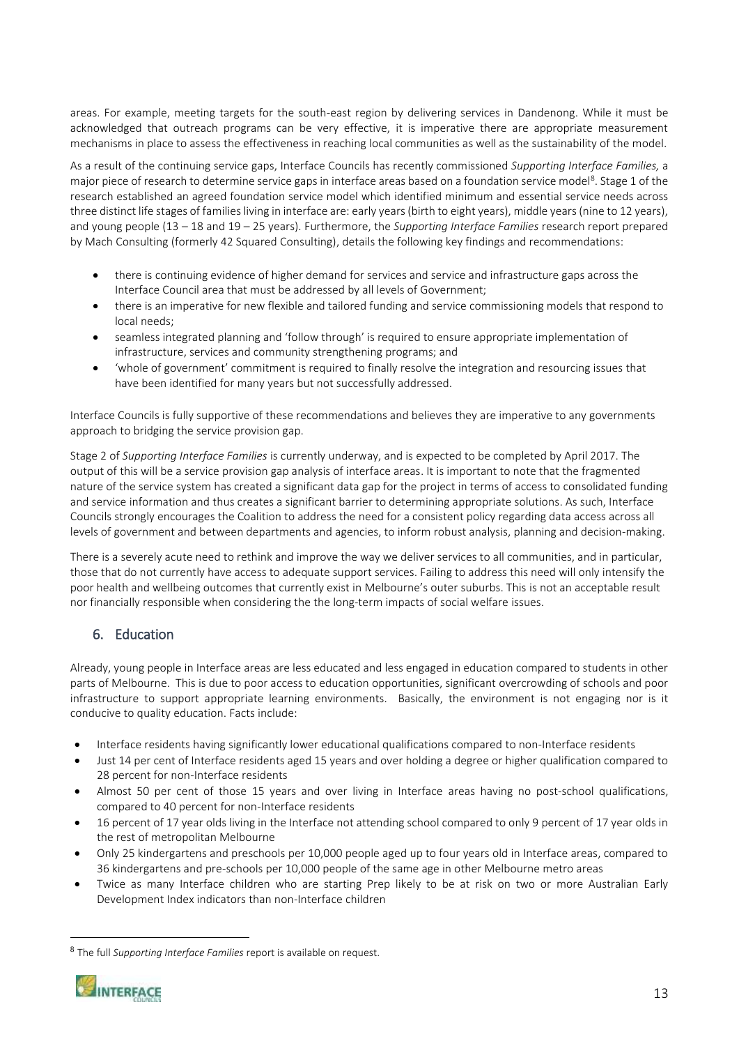areas. For example, meeting targets for the south-east region by delivering services in Dandenong. While it must be acknowledged that outreach programs can be very effective, it is imperative there are appropriate measurement mechanisms in place to assess the effectiveness in reaching local communities as well as the sustainability of the model.

As a result of the continuing service gaps, Interface Councils has recently commissioned *Supporting Interface Families,* a major piece of research to determine service gaps in interface areas based on a foundation service model[8]. Stage 1 of the research established an agreed foundation service model which identified minimum and essential service needs across three distinct life stages of families living in interface are: early years (birth to eight years), middle years (nine to 12 years), and young people (13 – 18 and 19 – 25 years). Furthermore, the *Supporting Interface Families* research report prepared by Mach Consulting (formerly 42 Squared Consulting), details the following key findings and recommendations:

- there is continuing evidence of higher demand for services and service and infrastructure gaps across the Interface Council area that must be addressed by all levels of Government;
- there is an imperative for new flexible and tailored funding and service commissioning models that respond to local needs;
- seamless integrated planning and 'follow through' is required to ensure appropriate implementation of infrastructure, services and community strengthening programs; and
- 'whole of government' commitment is required to finally resolve the integration and resourcing issues that have been identified for many years but not successfully addressed.

Interface Councils is fully supportive of these recommendations and believes they are imperative to any governments approach to bridging the service provision gap.

Stage 2 of *Supporting Interface Families* is currently underway, and is expected to be completed by April 2017. The output of this will be a service provision gap analysis of interface areas. It is important to note that the fragmented nature of the service system has created a significant data gap for the project in terms of access to consolidated funding and service information and thus creates a significant barrier to determining appropriate solutions. As such, Interface Councils strongly encourages the Coalition to address the need for a consistent policy regarding data access across all levels of government and between departments and agencies, to inform robust analysis, planning and decision-making.

There is a severely acute need to rethink and improve the way we deliver services to all communities, and in particular, those that do not currently have access to adequate support services. Failing to address this need will only intensify the poor health and wellbeing outcomes that currently exist in Melbourne's outer suburbs. This is not an acceptable result nor financially responsible when considering the the long-term impacts of social welfare issues.

## 6. Education

Already, young people in Interface areas are less educated and less engaged in education compared to students in other parts of Melbourne. This is due to poor access to education opportunities, significant overcrowding of schools and poor infrastructure to support appropriate learning environments. Basically, the environment is not engaging nor is it conducive to quality education. Facts include:

- Interface residents having significantly lower educational qualifications compared to non-Interface residents
- Just 14 per cent of Interface residents aged 15 years and over holding a degree or higher qualification compared to 28 percent for non-Interface residents
- Almost 50 per cent of those 15 years and over living in Interface areas having no post-school qualifications, compared to 40 percent for non-Interface residents
- 16 percent of 17 year olds living in the Interface not attending school compared to only 9 percent of 17 year olds in the rest of metropolitan Melbourne
- Only 25 kindergartens and preschools per 10,000 people aged up to four years old in Interface areas, compared to 36 kindergartens and pre-schools per 10,000 people of the same age in other Melbourne metro areas
- Twice as many Interface children who are starting Prep likely to be at risk on two or more Australian Early Development Index indicators than non-Interface children

[8] The full *Supporting Interface Families* report is available on request.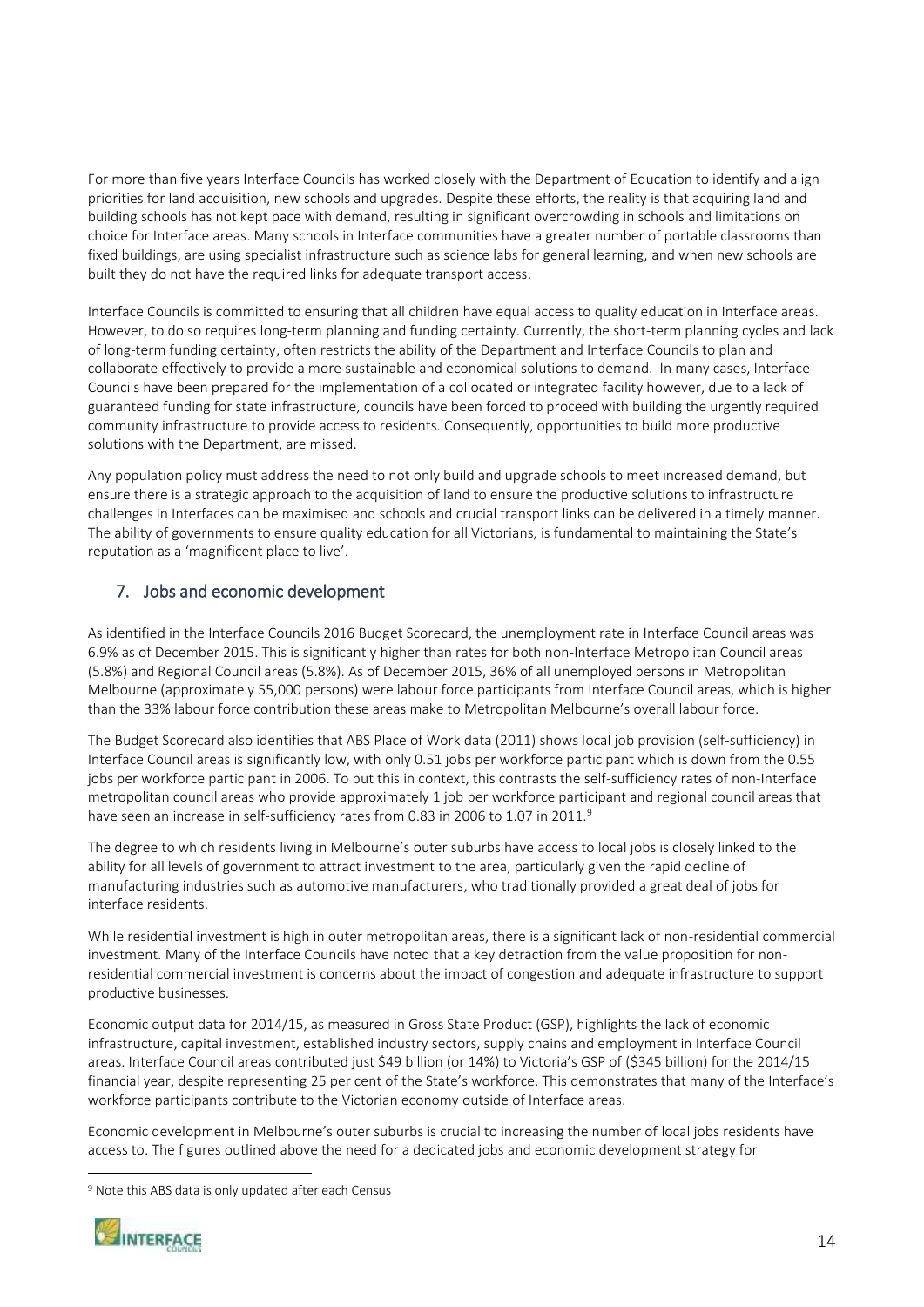For more than five years Interface Councils has worked closely with the Department of Education to identify and align priorities for land acquisition, new schools and upgrades. Despite these efforts, the reality is that acquiring land and building schools has not kept pace with demand, resulting in significant overcrowding in schools and limitations on choice for Interface areas. Many schools in Interface communities have a greater number of portable classrooms than fixed buildings, are using specialist infrastructure such as science labs for general learning, and when new schools are built they do not have the required links for adequate transport access.

Interface Councils is committed to ensuring that all children have equal access to quality education in Interface areas. However, to do so requires long-term planning and funding certainty. Currently, the short-term planning cycles and lack of long-term funding certainty, often restricts the ability of the Department and Interface Councils to plan and collaborate effectively to provide a more sustainable and economical solutions to demand. In many cases, Interface Councils have been prepared for the implementation of a collocated or integrated facility however, due to a lack of guaranteed funding for state infrastructure, councils have been forced to proceed with building the urgently required community infrastructure to provide access to residents. Consequently, opportunities to build more productive solutions with the Department, are missed.

Any population policy must address the need to not only build and upgrade schools to meet increased demand, but ensure there is a strategic approach to the acquisition of land to ensure the productive solutions to infrastructure challenges in Interfaces can be maximised and schools and crucial transport links can be delivered in a timely manner. The ability of governments to ensure quality education for all Victorians, is fundamental to maintaining the State's reputation as a 'magnificent place to live'.

## 7. Jobs and economic development

As identified in the Interface Councils 2016 Budget Scorecard, the unemployment rate in Interface Council areas was 6.9% as of December 2015. This is significantly higher than rates for both non-Interface Metropolitan Council areas (5.8%) and Regional Council areas (5.8%). As of December 2015, 36% of all unemployed persons in Metropolitan Melbourne (approximately 55,000 persons) were labour force participants from Interface Council areas, which is higher than the 33% labour force contribution these areas make to Metropolitan Melbourne's overall labour force.

The Budget Scorecard also identifies that ABS Place of Work data (2011) shows local job provision (self-sufficiency) in Interface Council areas is significantly low, with only 0.51 jobs per workforce participant which is down from the 0.55 jobs per workforce participant in 2006. To put this in context, this contrasts the self-sufficiency rates of non-Interface metropolitan council areas who provide approximately 1 job per workforce participant and regional council areas that have seen an increase in self-sufficiency rates from 0.83 in 2006 to 1.07 in 2011.[9]

The degree to which residents living in Melbourne's outer suburbs have access to local jobs is closely linked to the ability for all levels of government to attract investment to the area, particularly given the rapid decline of manufacturing industries such as automotive manufacturers, who traditionally provided a great deal of jobs for interface residents.

While residential investment is high in outer metropolitan areas, there is a significant lack of non-residential commercial investment. Many of the Interface Councils have noted that a key detraction from the value proposition for non-residential commercial investment is concerns about the impact of congestion and adequate infrastructure to support productive businesses.

Economic output data for 2014/15, as measured in Gross State Product (GSP), highlights the lack of economic infrastructure, capital investment, established industry sectors, supply chains and employment in Interface Council areas. Interface Council areas contributed just $49 billion (or 14%) to Victoria's GSP of ($345 billion) for the 2014/15 financial year, despite representing 25 per cent of the State's workforce. This demonstrates that many of the Interface's workforce participants contribute to the Victorian economy outside of Interface areas.

Economic development in Melbourne's outer suburbs is crucial to increasing the number of local jobs residents have access to. The figures outlined above the need for a dedicated jobs and economic development strategy for

[9] Note this ABS data is only updated after each Census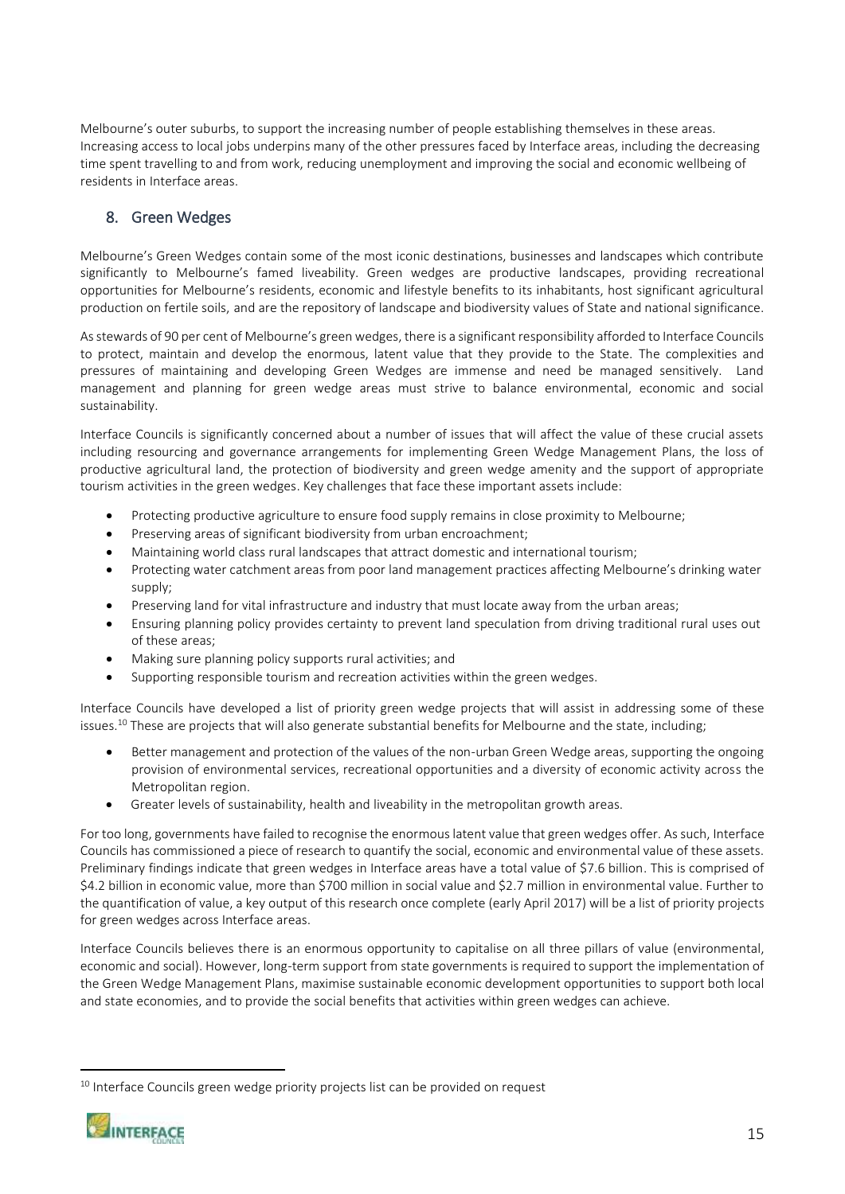Melbourne's outer suburbs, to support the increasing number of people establishing themselves in these areas. Increasing access to local jobs underpins many of the other pressures faced by Interface areas, including the decreasing time spent travelling to and from work, reducing unemployment and improving the social and economic wellbeing of residents in Interface areas.

## 8. Green Wedges

Melbourne's Green Wedges contain some of the most iconic destinations, businesses and landscapes which contribute significantly to Melbourne's famed liveability. Green wedges are productive landscapes, providing recreational opportunities for Melbourne's residents, economic and lifestyle benefits to its inhabitants, host significant agricultural production on fertile soils, and are the repository of landscape and biodiversity values of State and national significance.

As stewards of 90 per cent of Melbourne's green wedges, there is a significant responsibility afforded to Interface Councils to protect, maintain and develop the enormous, latent value that they provide to the State. The complexities and pressures of maintaining and developing Green Wedges are immense and need be managed sensitively. Land management and planning for green wedge areas must strive to balance environmental, economic and social sustainability.

Interface Councils is significantly concerned about a number of issues that will affect the value of these crucial assets including resourcing and governance arrangements for implementing Green Wedge Management Plans, the loss of productive agricultural land, the protection of biodiversity and green wedge amenity and the support of appropriate tourism activities in the green wedges. Key challenges that face these important assets include:

- Protecting productive agriculture to ensure food supply remains in close proximity to Melbourne;
- Preserving areas of significant biodiversity from urban encroachment;
- Maintaining world class rural landscapes that attract domestic and international tourism;
- Protecting water catchment areas from poor land management practices affecting Melbourne's drinking water supply;
- Preserving land for vital infrastructure and industry that must locate away from the urban areas;
- Ensuring planning policy provides certainty to prevent land speculation from driving traditional rural uses out of these areas;
- Making sure planning policy supports rural activities; and
- Supporting responsible tourism and recreation activities within the green wedges.

Interface Councils have developed a list of priority green wedge projects that will assist in addressing some of these issues.[10] These are projects that will also generate substantial benefits for Melbourne and the state, including;

- Better management and protection of the values of the non-urban Green Wedge areas, supporting the ongoing provision of environmental services, recreational opportunities and a diversity of economic activity across the Metropolitan region.
- Greater levels of sustainability, health and liveability in the metropolitan growth areas.

For too long, governments have failed to recognise the enormous latent value that green wedges offer. As such, Interface Councils has commissioned a piece of research to quantify the social, economic and environmental value of these assets. Preliminary findings indicate that green wedges in Interface areas have a total value of $7.6 billion. This is comprised of $4.2 billion in economic value, more than $700 million in social value and $2.7 million in environmental value. Further to the quantification of value, a key output of this research once complete (early April 2017) will be a list of priority projects for green wedges across Interface areas.

Interface Councils believes there is an enormous opportunity to capitalise on all three pillars of value (environmental, economic and social). However, long-term support from state governments is required to support the implementation of the Green Wedge Management Plans, maximise sustainable economic development opportunities to support both local and state economies, and to provide the social benefits that activities within green wedges can achieve.

---

[10] Interface Councils green wedge priority projects list can be provided on request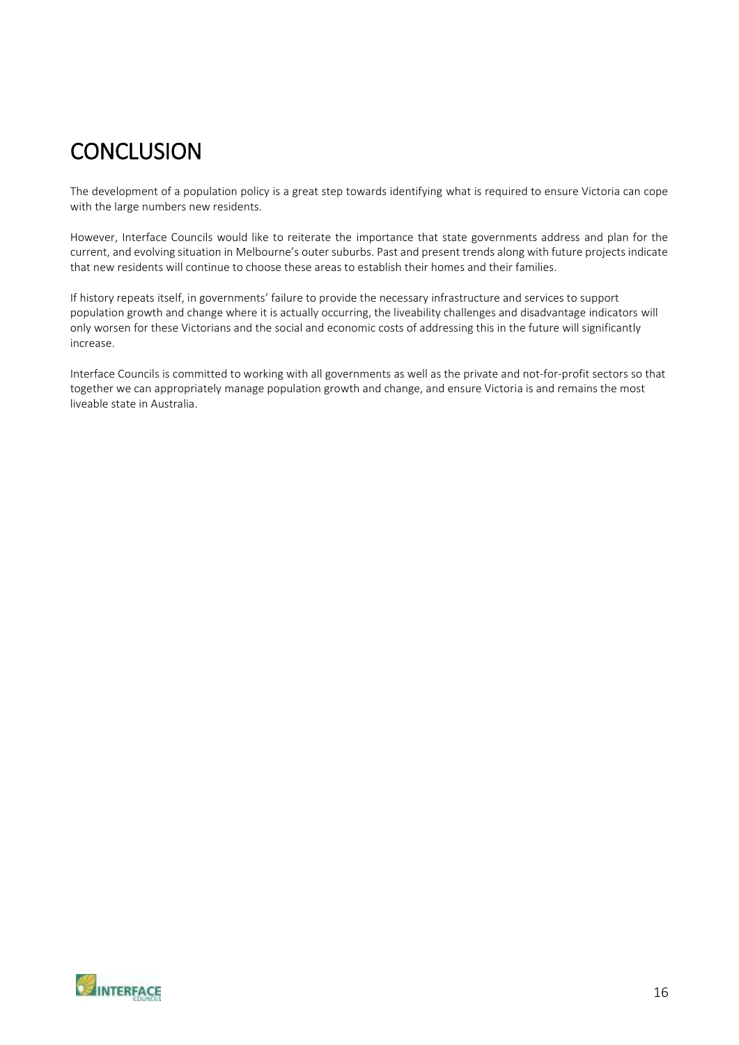# CONCLUSION

The development of a population policy is a great step towards identifying what is required to ensure Victoria can cope with the large numbers new residents.

However, Interface Councils would like to reiterate the importance that state governments address and plan for the current, and evolving situation in Melbourne's outer suburbs. Past and present trends along with future projects indicate that new residents will continue to choose these areas to establish their homes and their families.

If history repeats itself, in governments' failure to provide the necessary infrastructure and services to support population growth and change where it is actually occurring, the liveability challenges and disadvantage indicators will only worsen for these Victorians and the social and economic costs of addressing this in the future will significantly increase.

Interface Councils is committed to working with all governments as well as the private and not-for-profit sectors so that together we can appropriately manage population growth and change, and ensure Victoria is and remains the most liveable state in Australia.